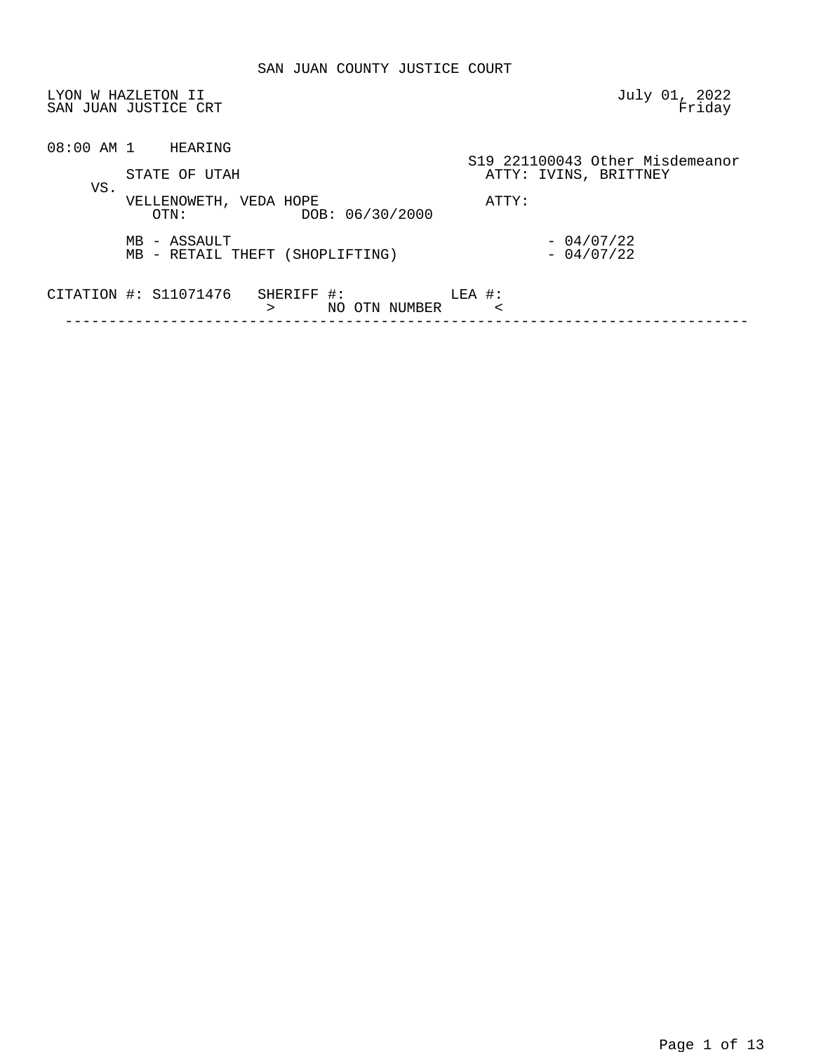# SAN JUAN COUNTY JUSTICE COURT

LYON W HAZLETON II
SAN JUAN JUSTICE CRT

July 01, 2022
Friday

08:00 AM 1 HEARING

S19 221100043 Other Misdemeanor

STATE OF UTAH — ATTY: IVINS, BRITTNEY

VS.

VELLENOWETH, VEDA HOPE — ATTY:

OTN: DOB: 06/30/2000

MB - ASSAULT - 04/07/22
MB - RETAIL THEFT (SHOPLIFTING) - 04/07/22

CITATION #: S11071476 SHERIFF #: LEA #:
> NO OTN NUMBER <

---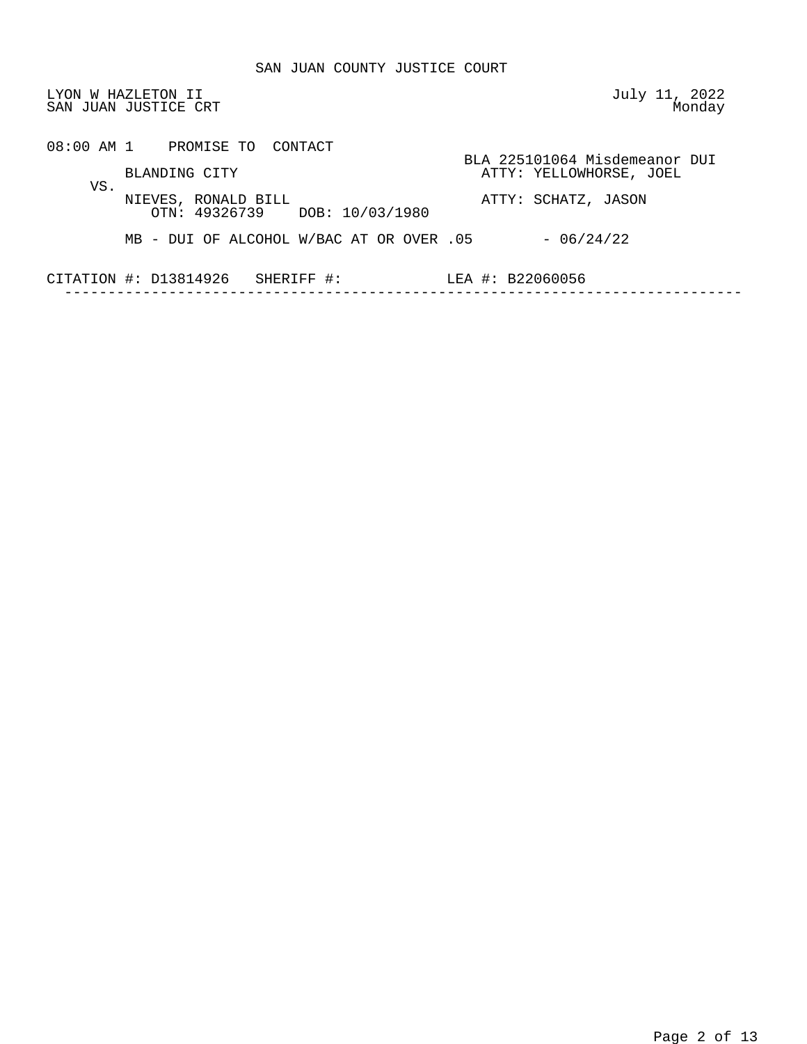SAN JUAN COUNTY JUSTICE COURT

LYON W HAZLETON II
SAN JUAN JUSTICE CRT

July 11, 2022
Monday

08:00 AM 1 PROMISE TO CONTACT

BLA 225101064 Misdemeanor DUI

BLANDING CITY — ATTY: YELLOWHORSE, JOEL

VS.

NIEVES, RONALD BILL — ATTY: SCHATZ, JASON
OTN: 49326739 DOB: 10/03/1980

MB - DUI OF ALCOHOL W/BAC AT OR OVER .05 - 06/24/22

CITATION #: D13814926 SHERIFF #: LEA #: B22060056

---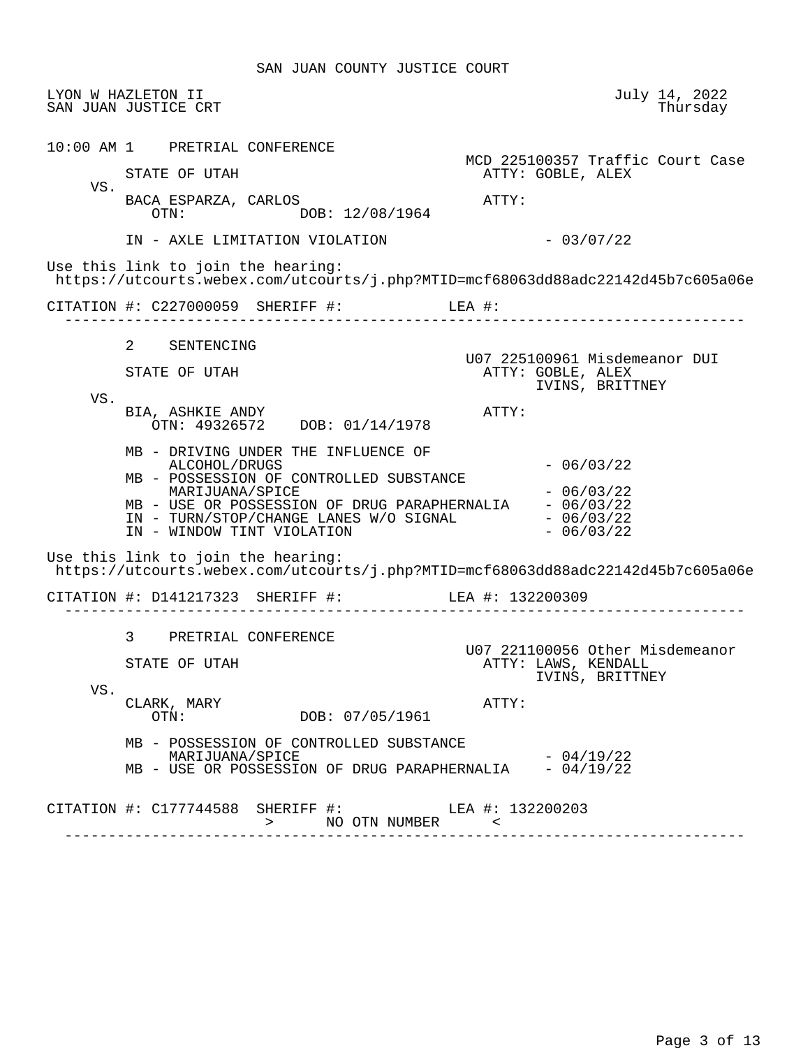# SAN JUAN COUNTY JUSTICE COURT

LYON W HAZLETON II
SAN JUAN JUSTICE CRT

July 14, 2022
Thursday

---

**10:00 AM 1 PRETRIAL CONFERENCE**

MCD 225100357 Traffic Court Case

STATE OF UTAH — ATTY: GOBLE, ALEX

VS.

BACA ESPARZA, CARLOS — ATTY:
OTN: DOB: 12/08/1964

IN - AXLE LIMITATION VIOLATION - 03/07/22

Use this link to join the hearing:
https://utcourts.webex.com/utcourts/j.php?MTID=mcf68063dd88adc22142d45b7c605a06e

CITATION #: C227000059 SHERIFF #: LEA #:

---

**2 SENTENCING**

U07 225100961 Misdemeanor DUI

STATE OF UTAH — ATTY: GOBLE, ALEX
IVINS, BRITTNEY

VS.

BIA, ASHKIE ANDY — ATTY:
OTN: 49326572 DOB: 01/14/1978

MB - DRIVING UNDER THE INFLUENCE OF ALCOHOL/DRUGS - 06/03/22
MB - POSSESSION OF CONTROLLED SUBSTANCE MARIJUANA/SPICE - 06/03/22
MB - USE OR POSSESSION OF DRUG PARAPHERNALIA - 06/03/22
IN - TURN/STOP/CHANGE LANES W/O SIGNAL - 06/03/22
IN - WINDOW TINT VIOLATION - 06/03/22

Use this link to join the hearing:
https://utcourts.webex.com/utcourts/j.php?MTID=mcf68063dd88adc22142d45b7c605a06e

CITATION #: D141217323 SHERIFF #: LEA #: 132200309

---

**3 PRETRIAL CONFERENCE**

U07 221100056 Other Misdemeanor

STATE OF UTAH — ATTY: LAWS, KENDALL
IVINS, BRITTNEY

VS.

CLARK, MARY — ATTY:
OTN: DOB: 07/05/1961

MB - POSSESSION OF CONTROLLED SUBSTANCE MARIJUANA/SPICE - 04/19/22
MB - USE OR POSSESSION OF DRUG PARAPHERNALIA - 04/19/22

CITATION #: C177744588 SHERIFF #: LEA #: 132200203
> NO OTN NUMBER <

---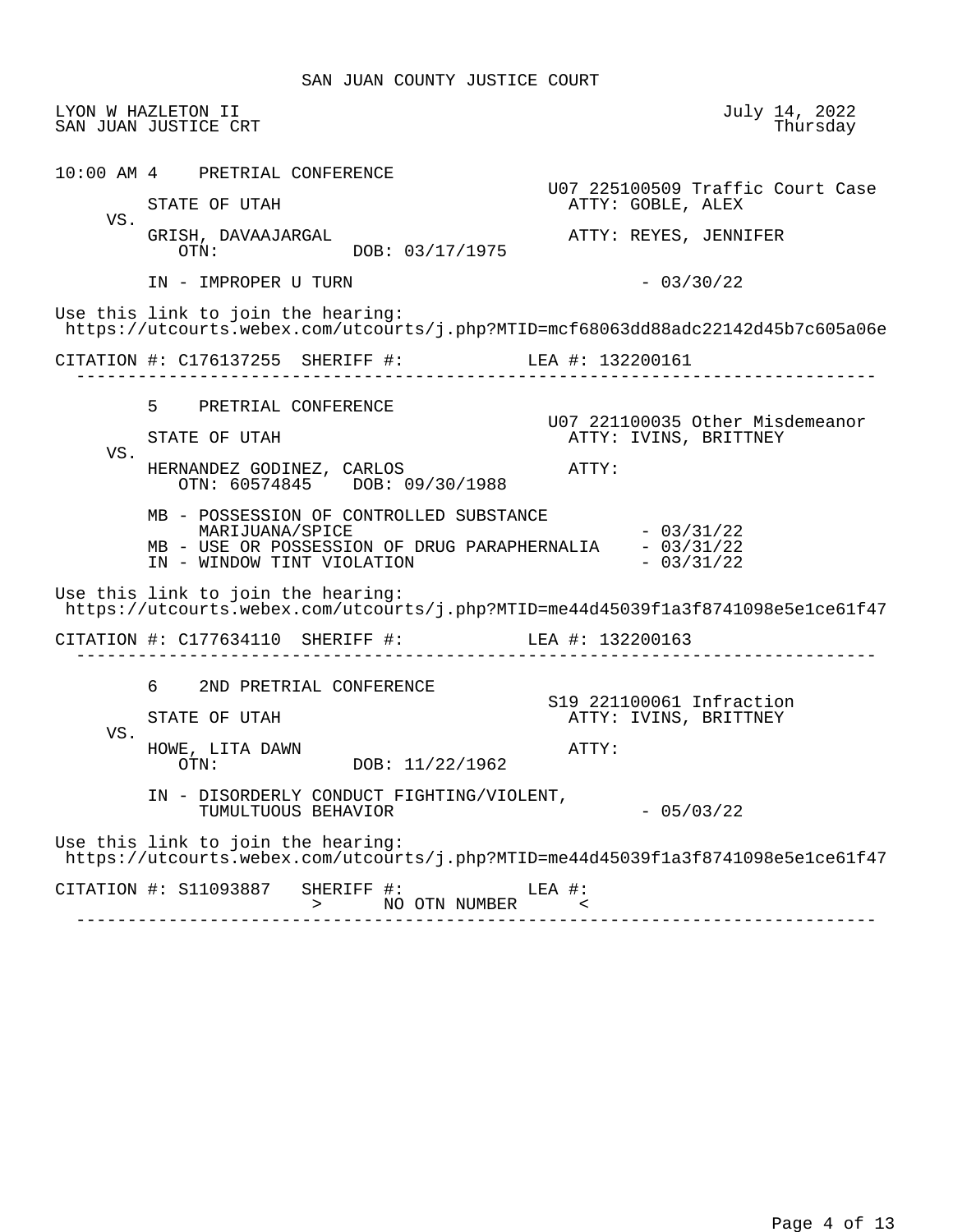SAN JUAN COUNTY JUSTICE COURT

LYON W HAZLETON II
SAN JUAN JUSTICE CRT

July 14, 2022
Thursday

10:00 AM 4 PRETRIAL CONFERENCE

U07 225100509 Traffic Court Case

STATE OF UTAH ATTY: GOBLE, ALEX

VS.

GRISH, DAVAAJARGAL ATTY: REYES, JENNIFER
OTN: DOB: 03/17/1975

IN - IMPROPER U TURN - 03/30/22

Use this link to join the hearing:
https://utcourts.webex.com/utcourts/j.php?MTID=mcf68063dd88adc22142d45b7c605a06e

CITATION #: C176137255 SHERIFF #: LEA #: 132200161

---

5 PRETRIAL CONFERENCE

U07 221100035 Other Misdemeanor

STATE OF UTAH ATTY: IVINS, BRITTNEY

VS.

HERNANDEZ GODINEZ, CARLOS ATTY:
OTN: 60574845 DOB: 09/30/1988

MB - POSSESSION OF CONTROLLED SUBSTANCE MARIJUANA/SPICE - 03/31/22
MB - USE OR POSSESSION OF DRUG PARAPHERNALIA - 03/31/22
IN - WINDOW TINT VIOLATION - 03/31/22

Use this link to join the hearing:
https://utcourts.webex.com/utcourts/j.php?MTID=me44d45039f1a3f8741098e5e1ce61f47

CITATION #: C177634110 SHERIFF #: LEA #: 132200163

---

6 2ND PRETRIAL CONFERENCE

S19 221100061 Infraction

STATE OF UTAH ATTY: IVINS, BRITTNEY

VS.

HOWE, LITA DAWN ATTY:
OTN: DOB: 11/22/1962

IN - DISORDERLY CONDUCT FIGHTING/VIOLENT, TUMULTUOUS BEHAVIOR - 05/03/22

Use this link to join the hearing:
https://utcourts.webex.com/utcourts/j.php?MTID=me44d45039f1a3f8741098e5e1ce61f47

CITATION #: S11093887 SHERIFF #: LEA #:
> NO OTN NUMBER <

---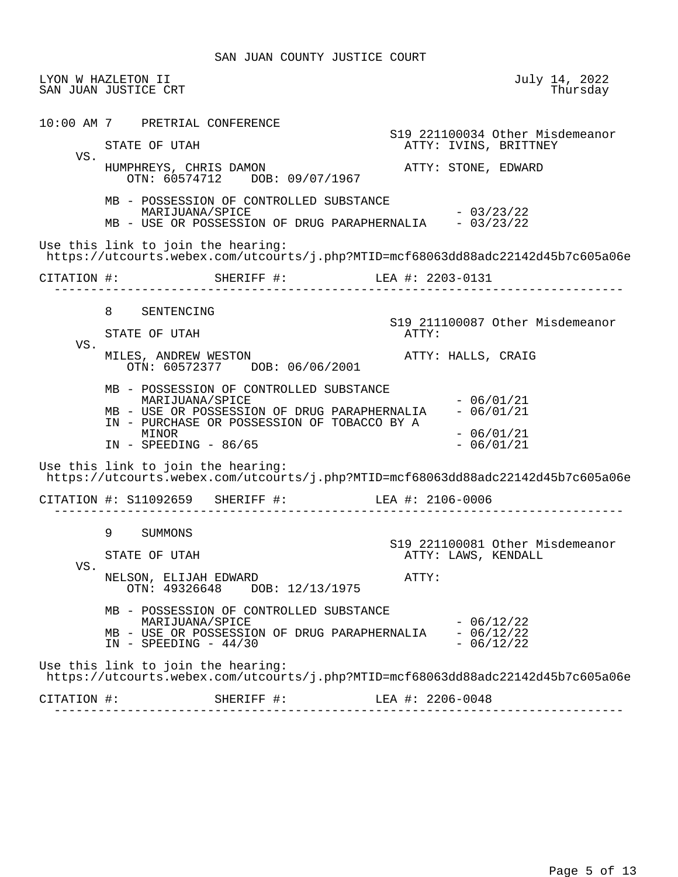SAN JUAN COUNTY JUSTICE COURT

LYON W HAZLETON II  
SAN JUAN JUSTICE CRT

July 14, 2022  
Thursday

---

10:00 AM 7 PRETRIAL CONFERENCE

S19 221100034 Other Misdemeanor

STATE OF UTAH — ATTY: IVINS, BRITTNEY

VS.

HUMPHREYS, CHRIS DAMON — ATTY: STONE, EDWARD  
OTN: 60574712 DOB: 09/07/1967

- MB - POSSESSION OF CONTROLLED SUBSTANCE MARIJUANA/SPICE - 03/23/22
- MB - USE OR POSSESSION OF DRUG PARAPHERNALIA - 03/23/22

Use this link to join the hearing:  
https://utcourts.webex.com/utcourts/j.php?MTID=mcf68063dd88adc22142d45b7c605a06e

CITATION #: SHERIFF #: LEA #: 2203-0131

---

8 SENTENCING

S19 211100087 Other Misdemeanor

STATE OF UTAH — ATTY:

VS.

MILES, ANDREW WESTON — ATTY: HALLS, CRAIG  
OTN: 60572377 DOB: 06/06/2001

- MB - POSSESSION OF CONTROLLED SUBSTANCE MARIJUANA/SPICE - 06/01/21
- MB - USE OR POSSESSION OF DRUG PARAPHERNALIA - 06/01/21
- IN - PURCHASE OR POSSESSION OF TOBACCO BY A MINOR - 06/01/21
- IN - SPEEDING - 86/65 - 06/01/21

Use this link to join the hearing:  
https://utcourts.webex.com/utcourts/j.php?MTID=mcf68063dd88adc22142d45b7c605a06e

CITATION #: S11092659 SHERIFF #: LEA #: 2106-0006

---

9 SUMMONS

S19 221100081 Other Misdemeanor

STATE OF UTAH — ATTY: LAWS, KENDALL

VS.

NELSON, ELIJAH EDWARD — ATTY:  
OTN: 49326648 DOB: 12/13/1975

- MB - POSSESSION OF CONTROLLED SUBSTANCE MARIJUANA/SPICE - 06/12/22
- MB - USE OR POSSESSION OF DRUG PARAPHERNALIA - 06/12/22
- IN - SPEEDING - 44/30 - 06/12/22

Use this link to join the hearing:  
https://utcourts.webex.com/utcourts/j.php?MTID=mcf68063dd88adc22142d45b7c605a06e

CITATION #: SHERIFF #: LEA #: 2206-0048

---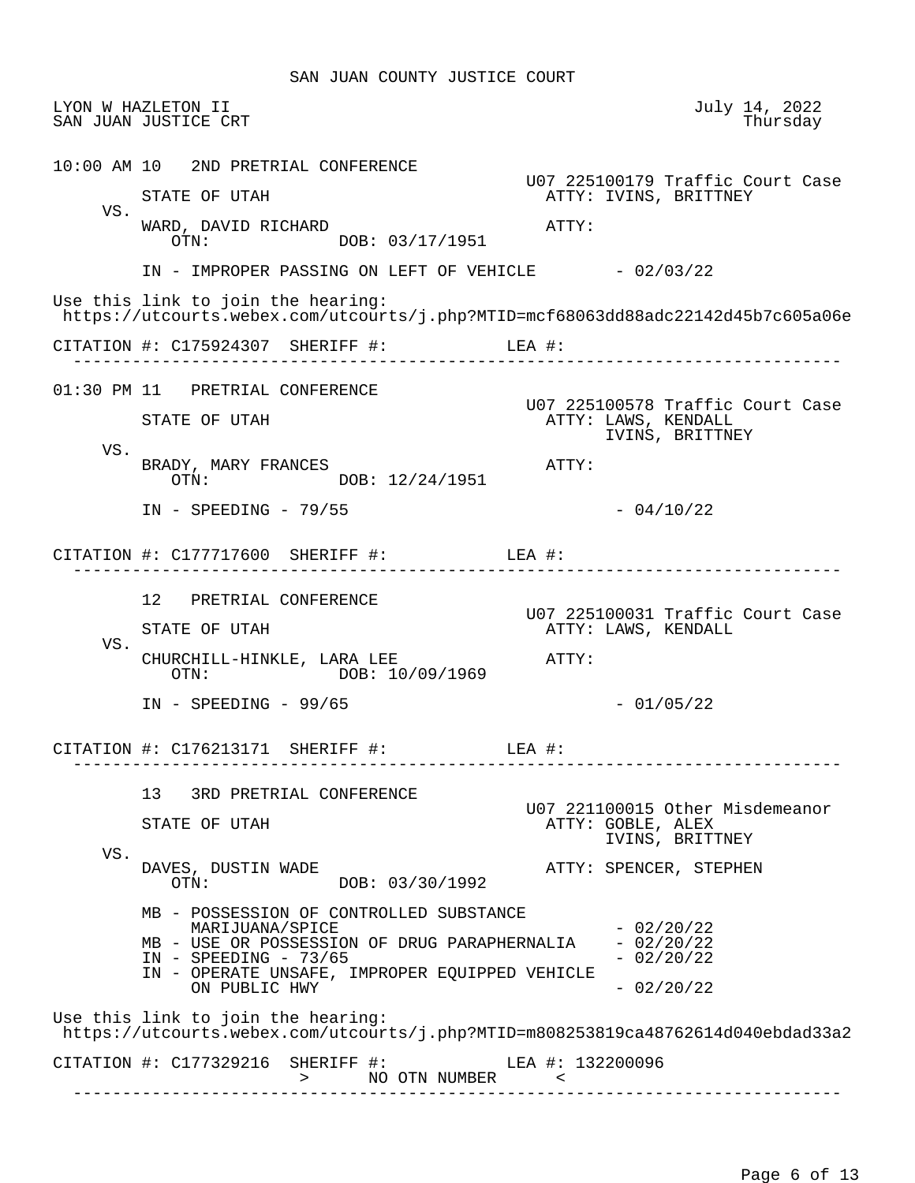SAN JUAN COUNTY JUSTICE COURT

LYON W HAZLETON II — July 14, 2022
SAN JUAN JUSTICE CRT — Thursday

---

**10:00 AM 10 — 2ND PRETRIAL CONFERENCE**

U07 225100179 Traffic Court Case

STATE OF UTAH — ATTY: IVINS, BRITTNEY

VS.

WARD, DAVID RICHARD — ATTY:
OTN: DOB: 03/17/1951

IN - IMPROPER PASSING ON LEFT OF VEHICLE - 02/03/22

Use this link to join the hearing:
https://utcourts.webex.com/utcourts/j.php?MTID=mcf68063dd88adc22142d45b7c605a06e

CITATION #: C175924307 SHERIFF #: LEA #:

---

**01:30 PM 11 — PRETRIAL CONFERENCE**

U07 225100578 Traffic Court Case

STATE OF UTAH — ATTY: LAWS, KENDALL
IVINS, BRITTNEY

VS.

BRADY, MARY FRANCES — ATTY:
OTN: DOB: 12/24/1951

IN - SPEEDING - 79/55 - 04/10/22

CITATION #: C177717600 SHERIFF #: LEA #:

---

**12 — PRETRIAL CONFERENCE**

U07 225100031 Traffic Court Case

STATE OF UTAH — ATTY: LAWS, KENDALL

VS.

CHURCHILL-HINKLE, LARA LEE — ATTY:
OTN: DOB: 10/09/1969

IN - SPEEDING - 99/65 - 01/05/22

CITATION #: C176213171 SHERIFF #: LEA #:

---

**13 — 3RD PRETRIAL CONFERENCE**

U07 221100015 Other Misdemeanor

STATE OF UTAH — ATTY: GOBLE, ALEX
IVINS, BRITTNEY

VS.

DAVES, DUSTIN WADE — ATTY: SPENCER, STEPHEN
OTN: DOB: 03/30/1992

- MB - POSSESSION OF CONTROLLED SUBSTANCE MARIJUANA/SPICE - 02/20/22
- MB - USE OR POSSESSION OF DRUG PARAPHERNALIA - 02/20/22
- IN - SPEEDING - 73/65 - 02/20/22
- IN - OPERATE UNSAFE, IMPROPER EQUIPPED VEHICLE ON PUBLIC HWY - 02/20/22

Use this link to join the hearing:
https://utcourts.webex.com/utcourts/j.php?MTID=m808253819ca48762614d040ebdad33a2

CITATION #: C177329216 SHERIFF #: LEA #: 132200096
> NO OTN NUMBER <

---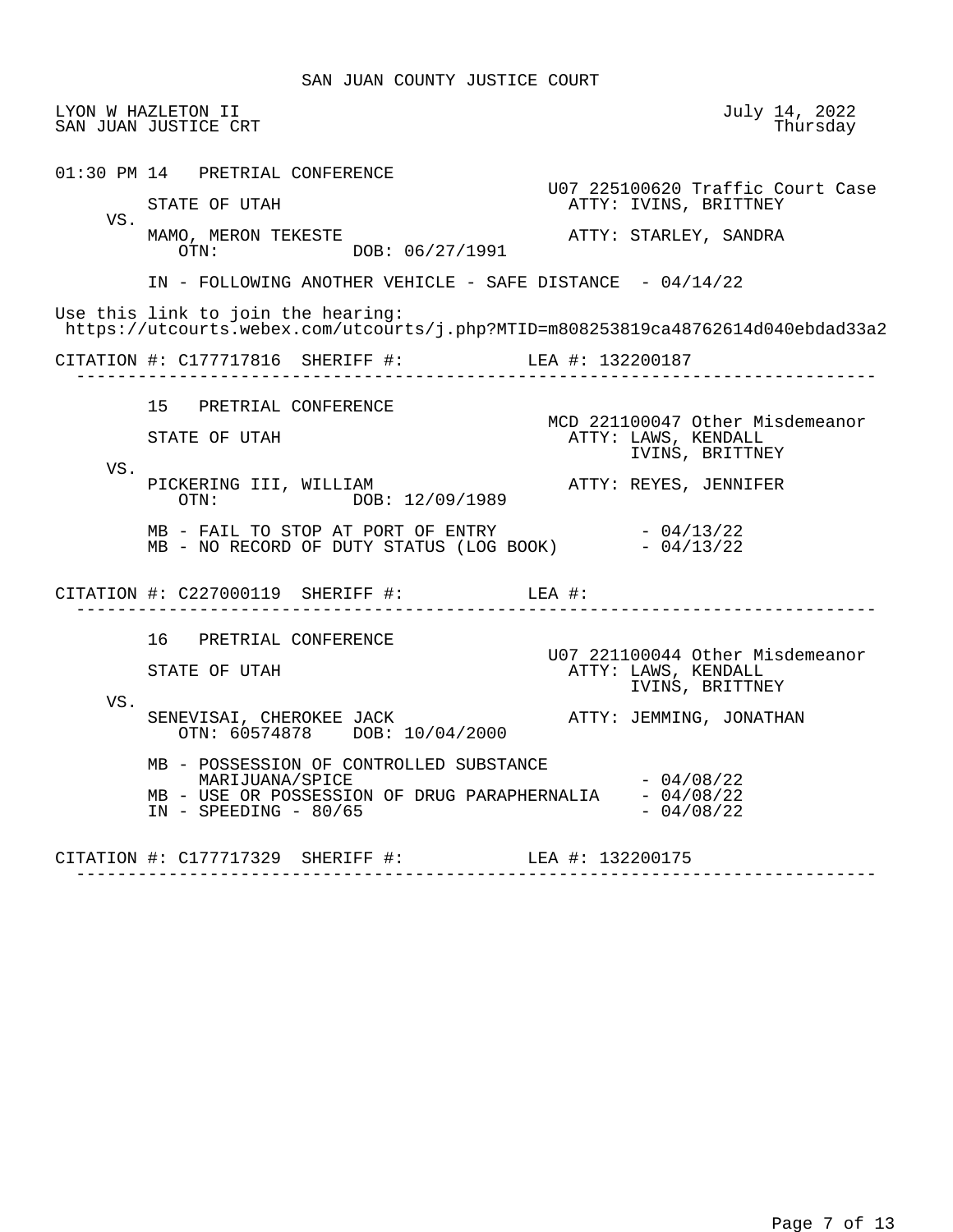SAN JUAN COUNTY JUSTICE COURT

LYON W HAZLETON II
SAN JUAN JUSTICE CRT

July 14, 2022
Thursday

01:30 PM 14 PRETRIAL CONFERENCE

U07 225100620 Traffic Court Case

STATE OF UTAH — ATTY: IVINS, BRITTNEY

VS.

MAMO, MERON TEKESTE — ATTY: STARLEY, SANDRA
OTN: DOB: 06/27/1991

IN - FOLLOWING ANOTHER VEHICLE - SAFE DISTANCE - 04/14/22

Use this link to join the hearing:
https://utcourts.webex.com/utcourts/j.php?MTID=m808253819ca48762614d040ebdad33a2

CITATION #: C177717816 SHERIFF #: LEA #: 132200187

---

15 PRETRIAL CONFERENCE

MCD 221100047 Other Misdemeanor

STATE OF UTAH — ATTY: LAWS, KENDALL
IVINS, BRITTNEY

VS.

PICKERING III, WILLIAM — ATTY: REYES, JENNIFER
OTN: DOB: 12/09/1989

MB - FAIL TO STOP AT PORT OF ENTRY - 04/13/22
MB - NO RECORD OF DUTY STATUS (LOG BOOK) - 04/13/22

CITATION #: C227000119 SHERIFF #: LEA #:

---

16 PRETRIAL CONFERENCE

U07 221100044 Other Misdemeanor

STATE OF UTAH — ATTY: LAWS, KENDALL
IVINS, BRITTNEY

VS.

SENEVISAI, CHEROKEE JACK — ATTY: JEMMING, JONATHAN
OTN: 60574878 DOB: 10/04/2000

MB - POSSESSION OF CONTROLLED SUBSTANCE MARIJUANA/SPICE - 04/08/22
MB - USE OR POSSESSION OF DRUG PARAPHERNALIA - 04/08/22
IN - SPEEDING - 80/65 - 04/08/22

CITATION #: C177717329 SHERIFF #: LEA #: 132200175

---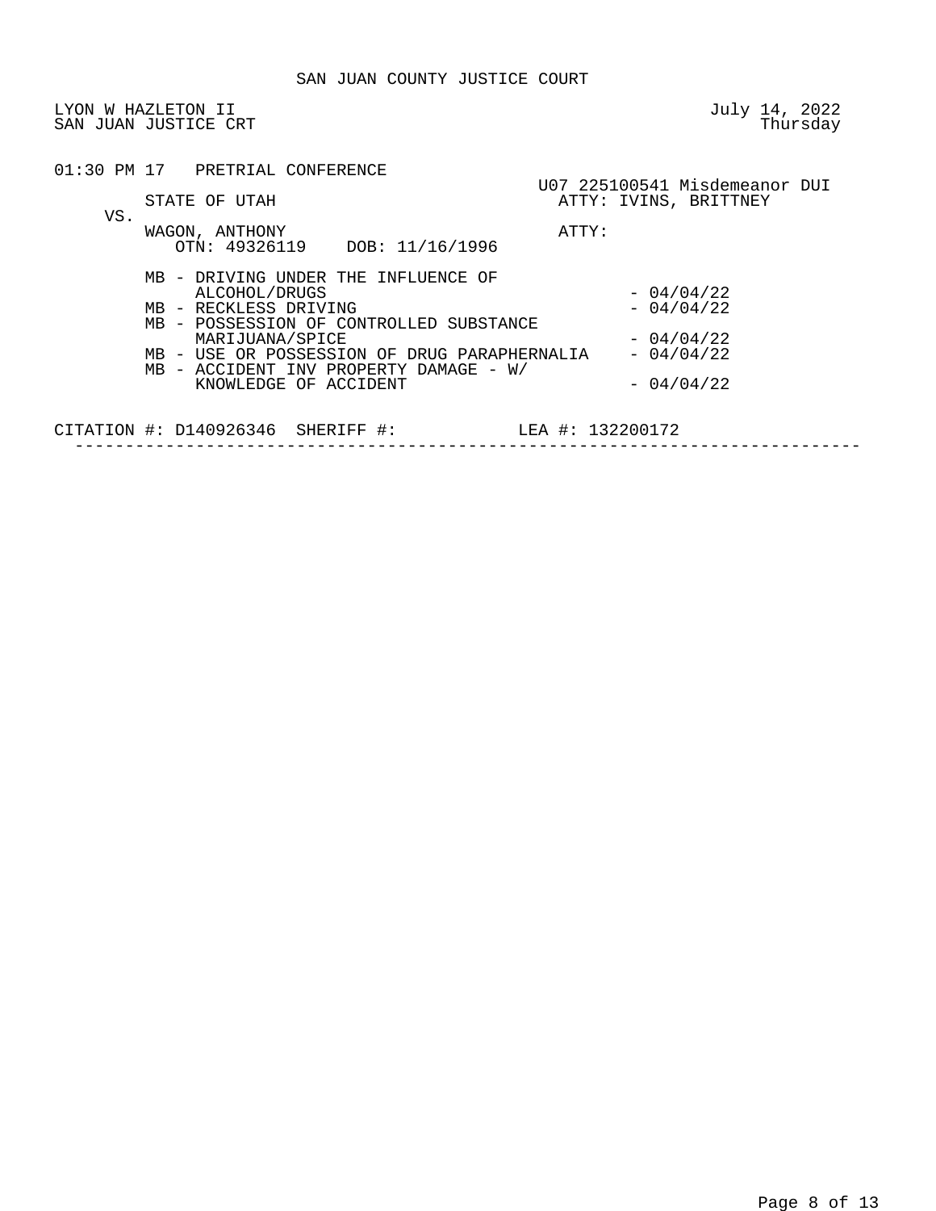SAN JUAN COUNTY JUSTICE COURT

LYON W HAZLETON II
SAN JUAN JUSTICE CRT

July 14, 2022
Thursday

01:30 PM 17 PRETRIAL CONFERENCE

U07 225100541 Misdemeanor DUI

STATE OF UTAH
ATTY: IVINS, BRITTNEY

VS.

WAGON, ANTHONY
ATTY:

OTN: 49326119 DOB: 11/16/1996

- MB - DRIVING UNDER THE INFLUENCE OF ALCOHOL/DRUGS - 04/04/22
- MB - RECKLESS DRIVING - 04/04/22
- MB - POSSESSION OF CONTROLLED SUBSTANCE MARIJUANA/SPICE - 04/04/22
- MB - USE OR POSSESSION OF DRUG PARAPHERNALIA - 04/04/22
- MB - ACCIDENT INV PROPERTY DAMAGE - W/ KNOWLEDGE OF ACCIDENT - 04/04/22

CITATION #: D140926346 SHERIFF #: LEA #: 132200172

---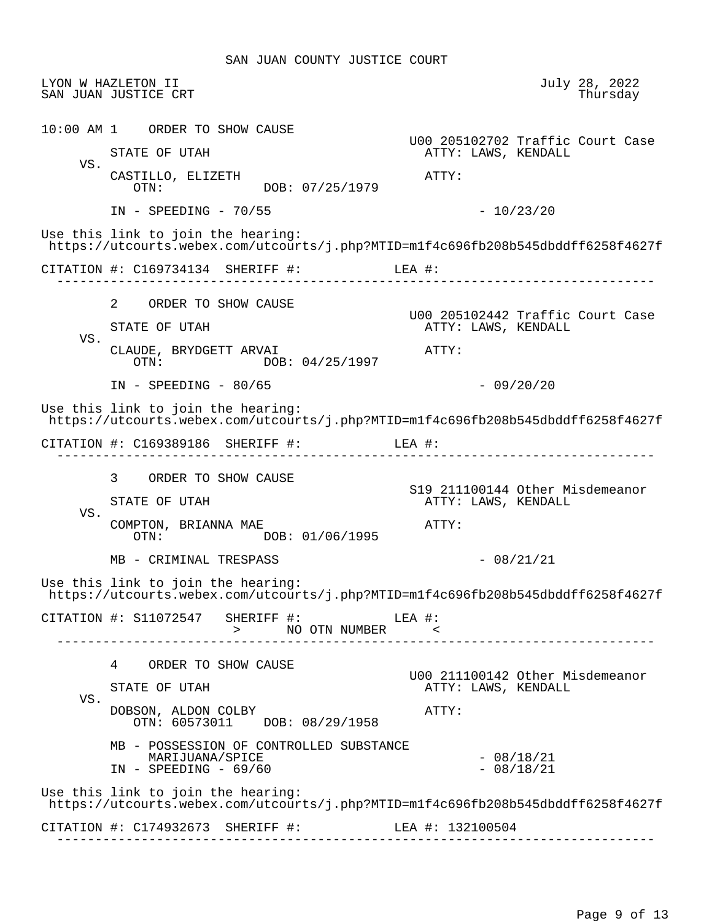# SAN JUAN COUNTY JUSTICE COURT

LYON W HAZLETON II
SAN JUAN JUSTICE CRT

July 28, 2022
Thursday

---

**10:00 AM 1 ORDER TO SHOW CAUSE**

U00 205102702 Traffic Court Case

STATE OF UTAH — ATTY: LAWS, KENDALL

VS.

CASTILLO, ELIZETH — ATTY:
OTN: DOB: 07/25/1979

IN - SPEEDING - 70/55 - 10/23/20

Use this link to join the hearing:
https://utcourts.webex.com/utcourts/j.php?MTID=m1f4c696fb208b545dbddff6258f4627f

CITATION #: C169734134 SHERIFF #: LEA #:

---

**2 ORDER TO SHOW CAUSE**

U00 205102442 Traffic Court Case

STATE OF UTAH — ATTY: LAWS, KENDALL

VS.

CLAUDE, BRYDGETT ARVAI — ATTY:
OTN: DOB: 04/25/1997

IN - SPEEDING - 80/65 - 09/20/20

Use this link to join the hearing:
https://utcourts.webex.com/utcourts/j.php?MTID=m1f4c696fb208b545dbddff6258f4627f

CITATION #: C169389186 SHERIFF #: LEA #:

---

**3 ORDER TO SHOW CAUSE**

S19 211100144 Other Misdemeanor

STATE OF UTAH — ATTY: LAWS, KENDALL

VS.

COMPTON, BRIANNA MAE — ATTY:
OTN: DOB: 01/06/1995

MB - CRIMINAL TRESPASS - 08/21/21

Use this link to join the hearing:
https://utcourts.webex.com/utcourts/j.php?MTID=m1f4c696fb208b545dbddff6258f4627f

CITATION #: S11072547 SHERIFF #: LEA #:
> NO OTN NUMBER <

---

**4 ORDER TO SHOW CAUSE**

U00 211100142 Other Misdemeanor

STATE OF UTAH — ATTY: LAWS, KENDALL

VS.

DOBSON, ALDON COLBY — ATTY:
OTN: 60573011 DOB: 08/29/1958

MB - POSSESSION OF CONTROLLED SUBSTANCE MARIJUANA/SPICE - 08/18/21
IN - SPEEDING - 69/60 - 08/18/21

Use this link to join the hearing:
https://utcourts.webex.com/utcourts/j.php?MTID=m1f4c696fb208b545dbddff6258f4627f

CITATION #: C174932673 SHERIFF #: LEA #: 132100504

---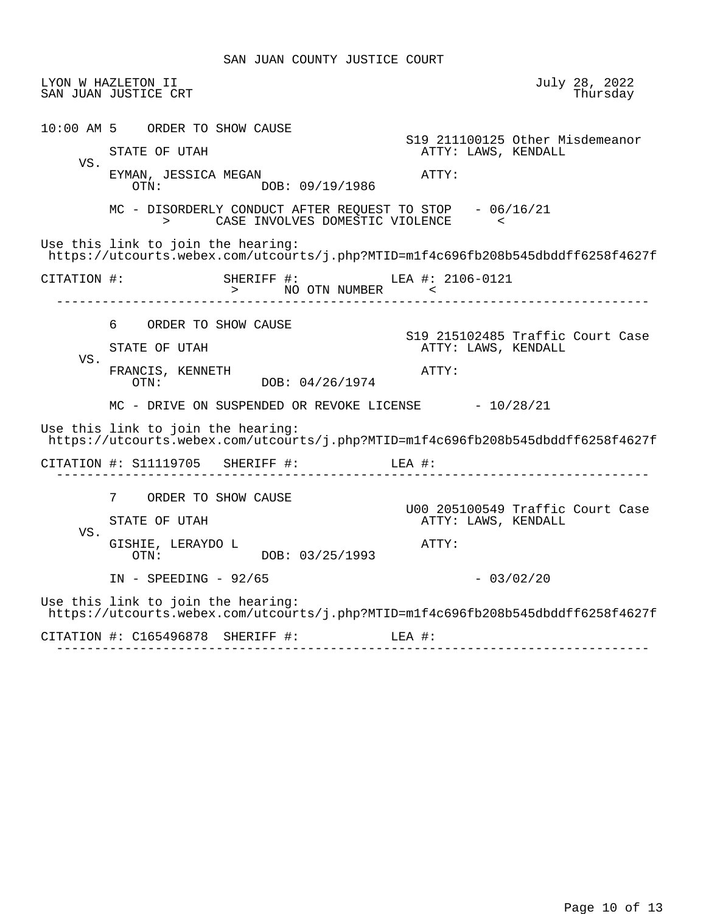# SAN JUAN COUNTY JUSTICE COURT

LYON W HAZLETON II
SAN JUAN JUSTICE CRT

July 28, 2022
Thursday

---

**10:00 AM 5 ORDER TO SHOW CAUSE**

S19 211100125 Other Misdemeanor

STATE OF UTAH — ATTY: LAWS, KENDALL

VS.

EYMAN, JESSICA MEGAN — ATTY:
OTN: DOB: 09/19/1986

MC - DISORDERLY CONDUCT AFTER REQUEST TO STOP - 06/16/21
> CASE INVOLVES DOMESTIC VIOLENCE <

Use this link to join the hearing:
https://utcourts.webex.com/utcourts/j.php?MTID=m1f4c696fb208b545dbddff6258f4627f

CITATION #: SHERIFF #: LEA #: 2106-0121
> NO OTN NUMBER <

---

**6 ORDER TO SHOW CAUSE**

S19 215102485 Traffic Court Case

STATE OF UTAH — ATTY: LAWS, KENDALL

VS.

FRANCIS, KENNETH — ATTY:
OTN: DOB: 04/26/1974

MC - DRIVE ON SUSPENDED OR REVOKE LICENSE - 10/28/21

Use this link to join the hearing:
https://utcourts.webex.com/utcourts/j.php?MTID=m1f4c696fb208b545dbddff6258f4627f

CITATION #: S11119705 SHERIFF #: LEA #:

---

**7 ORDER TO SHOW CAUSE**

U00 205100549 Traffic Court Case

STATE OF UTAH — ATTY: LAWS, KENDALL

VS.

GISHIE, LERAYDO L — ATTY:
OTN: DOB: 03/25/1993

IN - SPEEDING - 92/65 - 03/02/20

Use this link to join the hearing:
https://utcourts.webex.com/utcourts/j.php?MTID=m1f4c696fb208b545dbddff6258f4627f

CITATION #: C165496878 SHERIFF #: LEA #:

---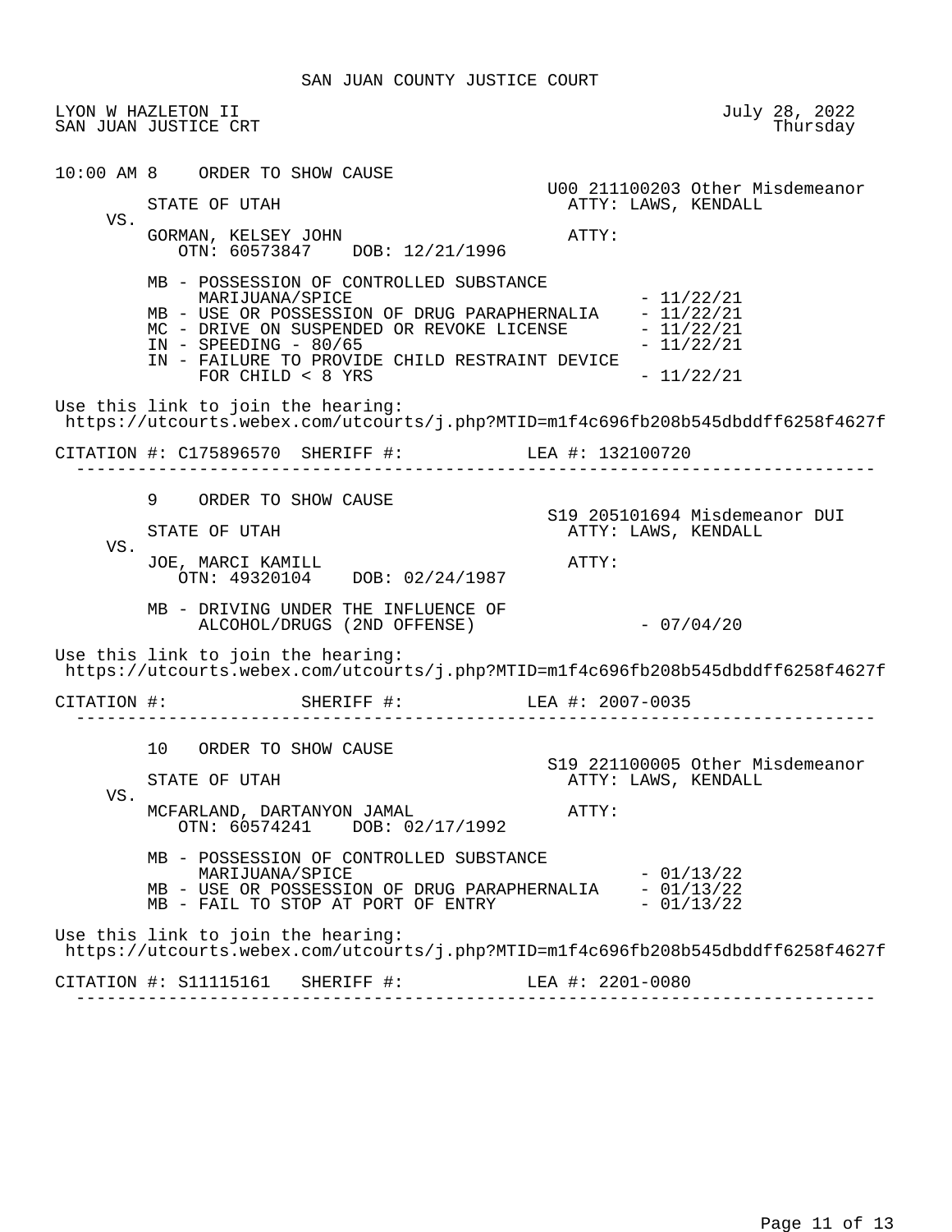# SAN JUAN COUNTY JUSTICE COURT

LYON W HAZLETON II
SAN JUAN JUSTICE CRT

July 28, 2022
Thursday

---

**10:00 AM 8 ORDER TO SHOW CAUSE**

U00 211100203 Other Misdemeanor

STATE OF UTAH — ATTY: LAWS, KENDALL

VS.

GORMAN, KELSEY JOHN — ATTY:

OTN: 60573847 DOB: 12/21/1996

- MB - POSSESSION OF CONTROLLED SUBSTANCE MARIJUANA/SPICE - 11/22/21
- MB - USE OR POSSESSION OF DRUG PARAPHERNALIA - 11/22/21
- MC - DRIVE ON SUSPENDED OR REVOKE LICENSE - 11/22/21
- IN - SPEEDING - 80/65 - 11/22/21
- IN - FAILURE TO PROVIDE CHILD RESTRAINT DEVICE FOR CHILD < 8 YRS - 11/22/21

Use this link to join the hearing:
https://utcourts.webex.com/utcourts/j.php?MTID=m1f4c696fb208b545dbddff6258f4627f

CITATION #: C175896570 SHERIFF #: LEA #: 132100720

---

**9 ORDER TO SHOW CAUSE**

S19 205101694 Misdemeanor DUI

STATE OF UTAH — ATTY: LAWS, KENDALL

VS.

JOE, MARCI KAMILL — ATTY:

OTN: 49320104 DOB: 02/24/1987

- MB - DRIVING UNDER THE INFLUENCE OF ALCOHOL/DRUGS (2ND OFFENSE) - 07/04/20

Use this link to join the hearing:
https://utcourts.webex.com/utcourts/j.php?MTID=m1f4c696fb208b545dbddff6258f4627f

CITATION #: SHERIFF #: LEA #: 2007-0035

---

**10 ORDER TO SHOW CAUSE**

S19 221100005 Other Misdemeanor

STATE OF UTAH — ATTY: LAWS, KENDALL

VS.

MCFARLAND, DARTANYON JAMAL — ATTY:

OTN: 60574241 DOB: 02/17/1992

- MB - POSSESSION OF CONTROLLED SUBSTANCE MARIJUANA/SPICE - 01/13/22
- MB - USE OR POSSESSION OF DRUG PARAPHERNALIA - 01/13/22
- MB - FAIL TO STOP AT PORT OF ENTRY - 01/13/22

Use this link to join the hearing:
https://utcourts.webex.com/utcourts/j.php?MTID=m1f4c696fb208b545dbddff6258f4627f

CITATION #: S11115161 SHERIFF #: LEA #: 2201-0080

---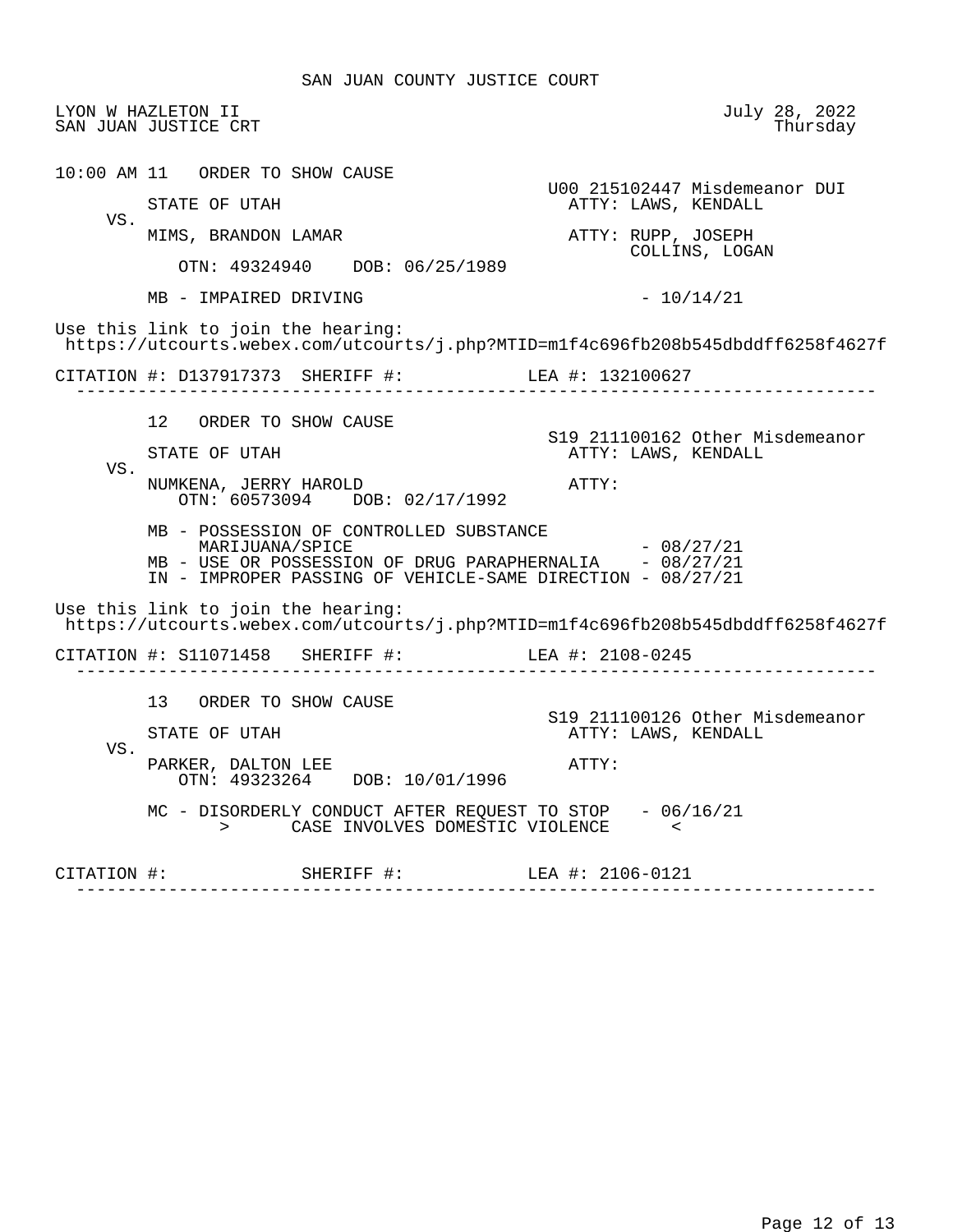# SAN JUAN COUNTY JUSTICE COURT

LYON W HAZLETON II
SAN JUAN JUSTICE CRT

July 28, 2022
Thursday

---

10:00 AM 11 ORDER TO SHOW CAUSE

U00 215102447 Misdemeanor DUI

STATE OF UTAH — ATTY: LAWS, KENDALL

VS.

MIMS, BRANDON LAMAR — ATTY: RUPP, JOSEPH; COLLINS, LOGAN

OTN: 49324940 DOB: 06/25/1989

MB - IMPAIRED DRIVING - 10/14/21

Use this link to join the hearing:
https://utcourts.webex.com/utcourts/j.php?MTID=m1f4c696fb208b545dbddff6258f4627f

CITATION #: D137917373 SHERIFF #: LEA #: 132100627

---

12 ORDER TO SHOW CAUSE

S19 211100162 Other Misdemeanor

STATE OF UTAH — ATTY: LAWS, KENDALL

VS.

NUMKENA, JERRY HAROLD — ATTY:

OTN: 60573094 DOB: 02/17/1992

MB - POSSESSION OF CONTROLLED SUBSTANCE MARIJUANA/SPICE - 08/27/21
MB - USE OR POSSESSION OF DRUG PARAPHERNALIA - 08/27/21
IN - IMPROPER PASSING OF VEHICLE-SAME DIRECTION - 08/27/21

Use this link to join the hearing:
https://utcourts.webex.com/utcourts/j.php?MTID=m1f4c696fb208b545dbddff6258f4627f

CITATION #: S11071458 SHERIFF #: LEA #: 2108-0245

---

13 ORDER TO SHOW CAUSE

S19 211100126 Other Misdemeanor

STATE OF UTAH — ATTY: LAWS, KENDALL

VS.

PARKER, DALTON LEE — ATTY:

OTN: 49323264 DOB: 10/01/1996

MC - DISORDERLY CONDUCT AFTER REQUEST TO STOP - 06/16/21
> CASE INVOLVES DOMESTIC VIOLENCE <

CITATION #: SHERIFF #: LEA #: 2106-0121

---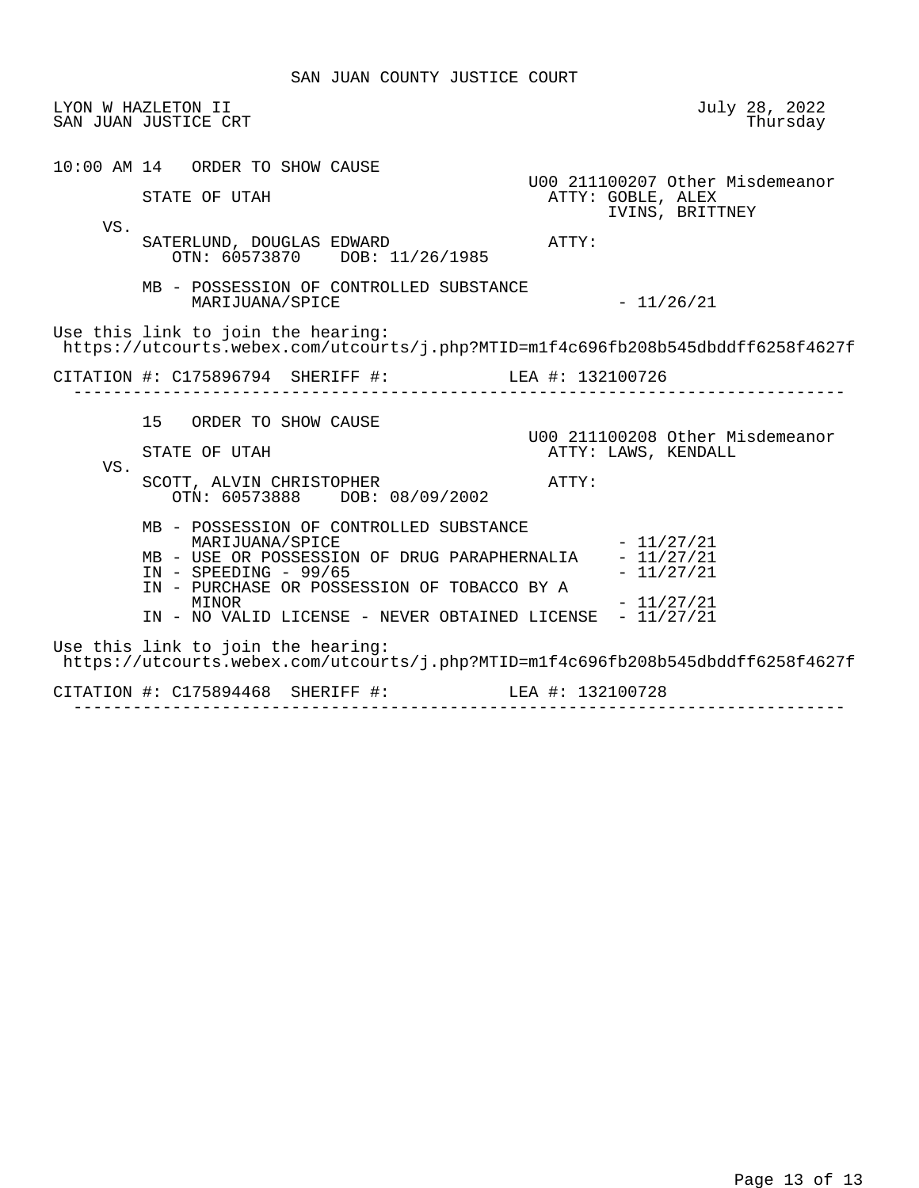SAN JUAN COUNTY JUSTICE COURT

LYON W HAZLETON II
SAN JUAN JUSTICE CRT

July 28, 2022
Thursday

10:00 AM 14 ORDER TO SHOW CAUSE

U00 211100207 Other Misdemeanor

STATE OF UTAH

ATTY: GOBLE, ALEX
IVINS, BRITTNEY

VS.

SATERLUND, DOUGLAS EDWARD
OTN: 60573870 DOB: 11/26/1985

ATTY:

MB - POSSESSION OF CONTROLLED SUBSTANCE
MARIJUANA/SPICE - 11/26/21

Use this link to join the hearing:
https://utcourts.webex.com/utcourts/j.php?MTID=m1f4c696fb208b545dbddff6258f4627f

CITATION #: C175896794 SHERIFF #: LEA #: 132100726

---

15 ORDER TO SHOW CAUSE

U00 211100208 Other Misdemeanor

STATE OF UTAH

ATTY: LAWS, KENDALL

VS.

SCOTT, ALVIN CHRISTOPHER
OTN: 60573888 DOB: 08/09/2002

ATTY:

MB - POSSESSION OF CONTROLLED SUBSTANCE
MARIJUANA/SPICE - 11/27/21
MB - USE OR POSSESSION OF DRUG PARAPHERNALIA - 11/27/21
IN - SPEEDING - 99/65 - 11/27/21
IN - PURCHASE OR POSSESSION OF TOBACCO BY A
MINOR - 11/27/21
IN - NO VALID LICENSE - NEVER OBTAINED LICENSE - 11/27/21

Use this link to join the hearing:
https://utcourts.webex.com/utcourts/j.php?MTID=m1f4c696fb208b545dbddff6258f4627f

CITATION #: C175894468 SHERIFF #: LEA #: 132100728

---